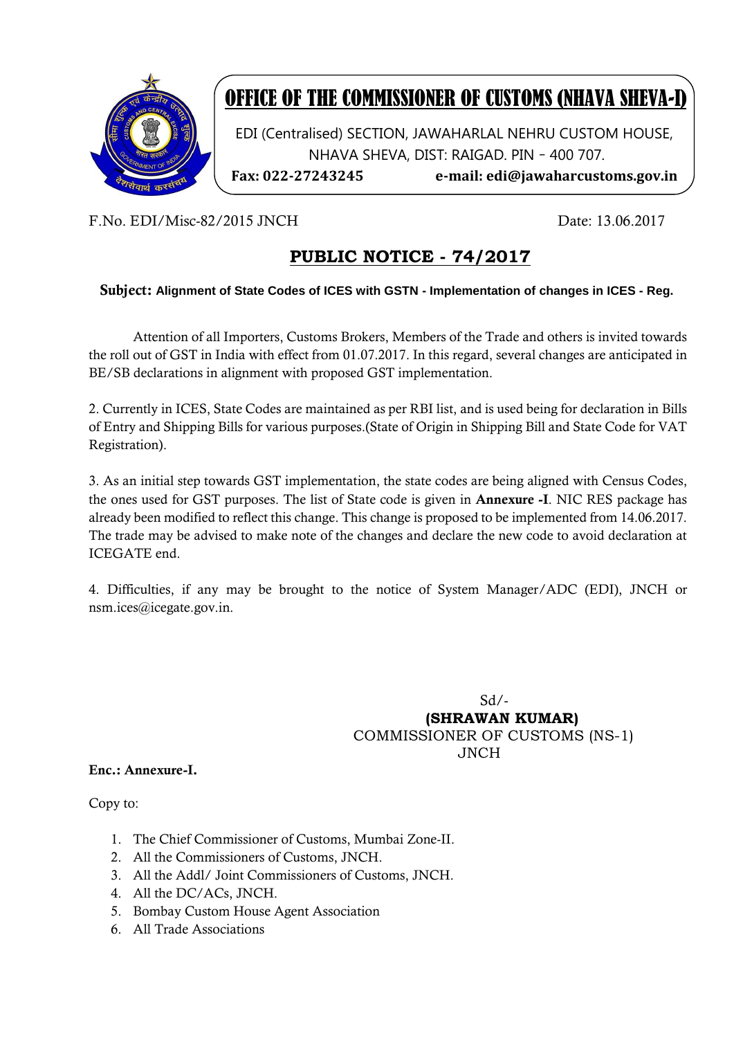# OFFICE OF THE COMMISSIONER OF CUSTOMS (NHAVA SHEVA-I)

EDI (Centralised) SECTION, JAWAHARLAL NEHRU CUSTOM HOUSE, NHAVA SHEVA, DIST: RAIGAD. PIN – 400 707.

**Fax: 022-27243245** **e-mail: edi@jawaharcustoms.gov.in**

F.No. EDI/Misc-82/2015 JNCH

Date: 13.06.2017

## PUBLIC NOTICE - 74/2017

**Subject: Alignment of State Codes of ICES with GSTN - Implementation of changes in ICES - Reg.**

Attention of all Importers, Customs Brokers, Members of the Trade and others is invited towards the roll out of GST in India with effect from 01.07.2017. In this regard, several changes are anticipated in BE/SB declarations in alignment with proposed GST implementation.

2. Currently in ICES, State Codes are maintained as per RBI list, and is used being for declaration in Bills of Entry and Shipping Bills for various purposes.(State of Origin in Shipping Bill and State Code for VAT Registration).

3. As an initial step towards GST implementation, the state codes are being aligned with Census Codes, the ones used for GST purposes. The list of State code is given in **Annexure -I**. NIC RES package has already been modified to reflect this change. This change is proposed to be implemented from 14.06.2017. The trade may be advised to make note of the changes and declare the new code to avoid declaration at ICEGATE end.

4. Difficulties, if any may be brought to the notice of System Manager/ADC (EDI), JNCH or nsm.ices@icegate.gov.in.

Sd/-
**(SHRAWAN KUMAR)**
COMMISSIONER OF CUSTOMS (NS-1)
JNCH

**Enc.: Annexure-I.**

Copy to:

1. The Chief Commissioner of Customs, Mumbai Zone-II.
2. All the Commissioners of Customs, JNCH.
3. All the Addl/ Joint Commissioners of Customs, JNCH.
4. All the DC/ACs, JNCH.
5. Bombay Custom House Agent Association
6. All Trade Associations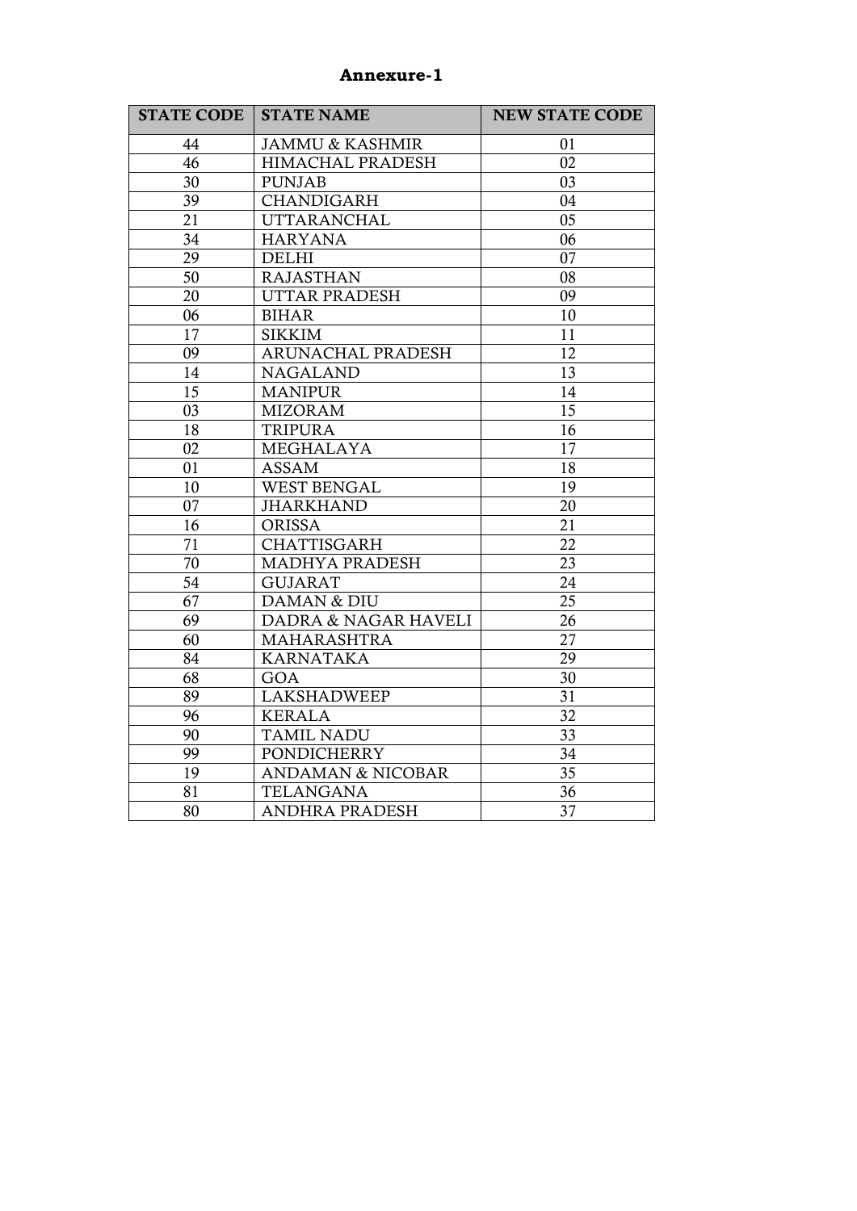# Annexure-1

| STATE CODE | STATE NAME | NEW STATE CODE |
|---|---|---|
| 44 | JAMMU & KASHMIR | 01 |
| 46 | HIMACHAL PRADESH | 02 |
| 30 | PUNJAB | 03 |
| 39 | CHANDIGARH | 04 |
| 21 | UTTARANCHAL | 05 |
| 34 | HARYANA | 06 |
| 29 | DELHI | 07 |
| 50 | RAJASTHAN | 08 |
| 20 | UTTAR PRADESH | 09 |
| 06 | BIHAR | 10 |
| 17 | SIKKIM | 11 |
| 09 | ARUNACHAL PRADESH | 12 |
| 14 | NAGALAND | 13 |
| 15 | MANIPUR | 14 |
| 03 | MIZORAM | 15 |
| 18 | TRIPURA | 16 |
| 02 | MEGHALAYA | 17 |
| 01 | ASSAM | 18 |
| 10 | WEST BENGAL | 19 |
| 07 | JHARKHAND | 20 |
| 16 | ORISSA | 21 |
| 71 | CHATTISGARH | 22 |
| 70 | MADHYA PRADESH | 23 |
| 54 | GUJARAT | 24 |
| 67 | DAMAN & DIU | 25 |
| 69 | DADRA & NAGAR HAVELI | 26 |
| 60 | MAHARASHTRA | 27 |
| 84 | KARNATAKA | 29 |
| 68 | GOA | 30 |
| 89 | LAKSHADWEEP | 31 |
| 96 | KERALA | 32 |
| 90 | TAMIL NADU | 33 |
| 99 | PONDICHERRY | 34 |
| 19 | ANDAMAN & NICOBAR | 35 |
| 81 | TELANGANA | 36 |
| 80 | ANDHRA PRADESH | 37 |